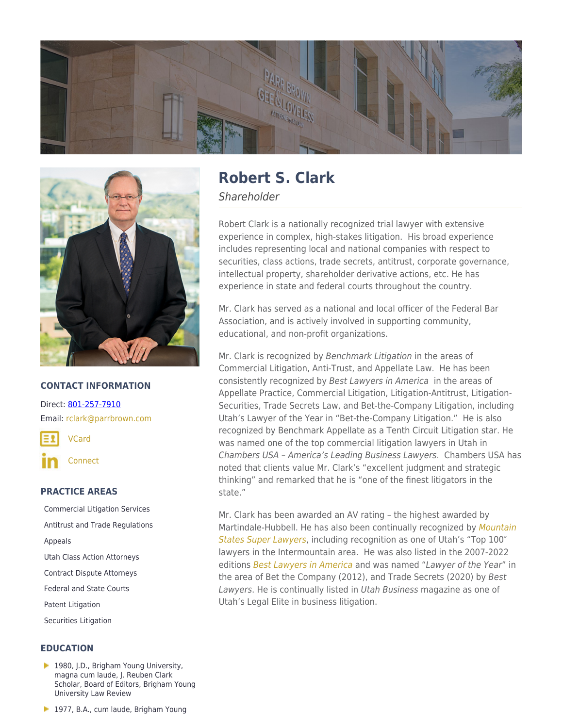# Robert S. Clark

*Shareholder*

Robert Clark is a nationally recognized trial lawyer with extensive experience in complex, high-stakes litigation. His broad experience includes representing local and national companies with respect to securities, class actions, trade secrets, antitrust, corporate governance, intellectual property, shareholder derivative actions, etc. He has experience in state and federal courts throughout the country.

Mr. Clark has served as a national and local officer of the Federal Bar Association, and is actively involved in supporting community, educational, and non-profit organizations.

Mr. Clark is recognized by *Benchmark Litigation* in the areas of Commercial Litigation, Anti-Trust, and Appellate Law. He has been consistently recognized by *Best Lawyers in America* in the areas of Appellate Practice, Commercial Litigation, Litigation-Antitrust, Litigation-Securities, Trade Secrets Law, and Bet-the-Company Litigation, including Utah's Lawyer of the Year in "Bet-the-Company Litigation." He is also recognized by Benchmark Appellate as a Tenth Circuit Litigation star. He was named one of the top commercial litigation lawyers in Utah in *Chambers USA – America's Leading Business Lawyers*. Chambers USA has noted that clients value Mr. Clark's "excellent judgment and strategic thinking" and remarked that he is "one of the finest litigators in the state."

Mr. Clark has been awarded an AV rating – the highest awarded by Martindale-Hubbell. He has also been continually recognized by *Mountain States Super Lawyers*, including recognition as one of Utah's "Top 100″ lawyers in the Intermountain area. He was also listed in the 2007-2022 editions *Best Lawyers in America* and was named "*Lawyer of the Year*" in the area of Bet the Company (2012), and Trade Secrets (2020) by *Best Lawyers*. He is continually listed in *Utah Business* magazine as one of Utah's Legal Elite in business litigation.

## CONTACT INFORMATION

Direct: 801-257-7910

Email: rclark@parrbrown.com

VCard

Connect

## PRACTICE AREAS

- Commercial Litigation Services
- Antitrust and Trade Regulations
- Appeals
- Utah Class Action Attorneys
- Contract Dispute Attorneys
- Federal and State Courts
- Patent Litigation
- Securities Litigation

## EDUCATION

- 1980, J.D., Brigham Young University, magna cum laude, J. Reuben Clark Scholar, Board of Editors, Brigham Young University Law Review
- 1977, B.A., cum laude, Brigham Young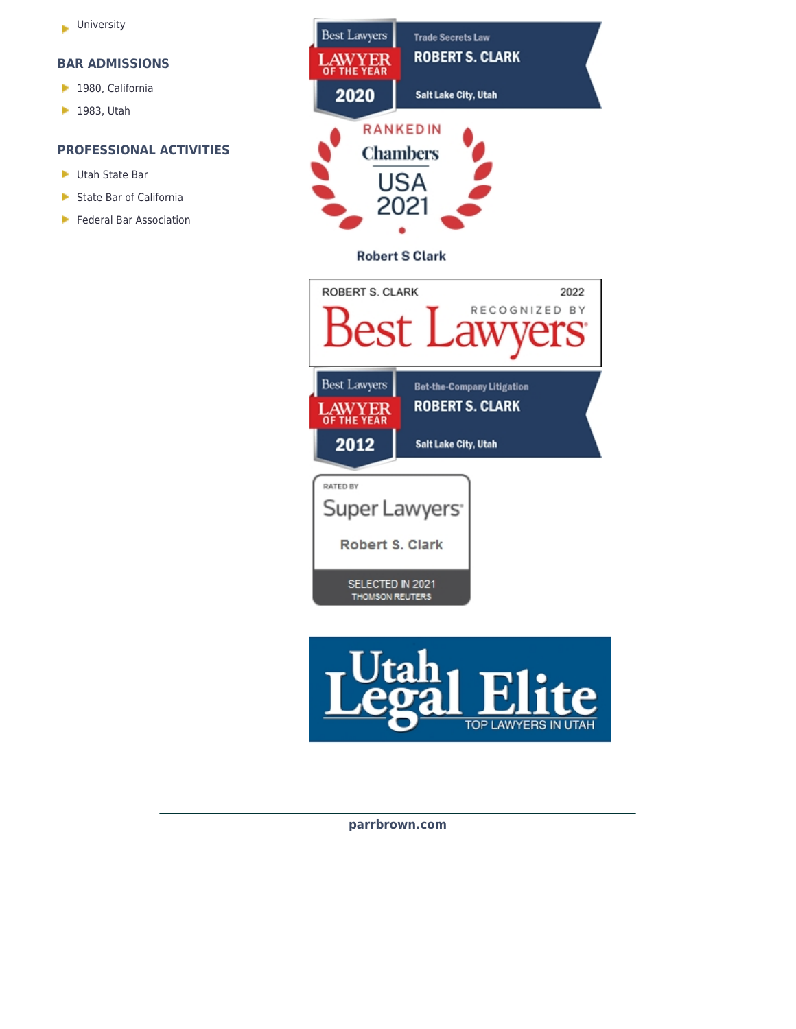- University

## BAR ADMISSIONS

- 1980, California
- 1983, Utah

## PROFESSIONAL ACTIVITIES

- Utah State Bar
- State Bar of California
- Federal Bar Association

Best Lawyers
LAWYER OF THE YEAR
2020
Trade Secrets Law
ROBERT S. CLARK
Salt Lake City, Utah

RANKED IN
Chambers
USA
2021

Robert S Clark

ROBERT S. CLARK 2022
RECOGNIZED BY
Best Lawyers

Best Lawyers
LAWYER OF THE YEAR
2012
Bet-the-Company Litigation
ROBERT S. CLARK
Salt Lake City, Utah

RATED BY
Super Lawyers
Robert S. Clark
SELECTED IN 2021
THOMSON REUTERS

Utah Legal Elite
TOP LAWYERS IN UTAH

parrbrown.com